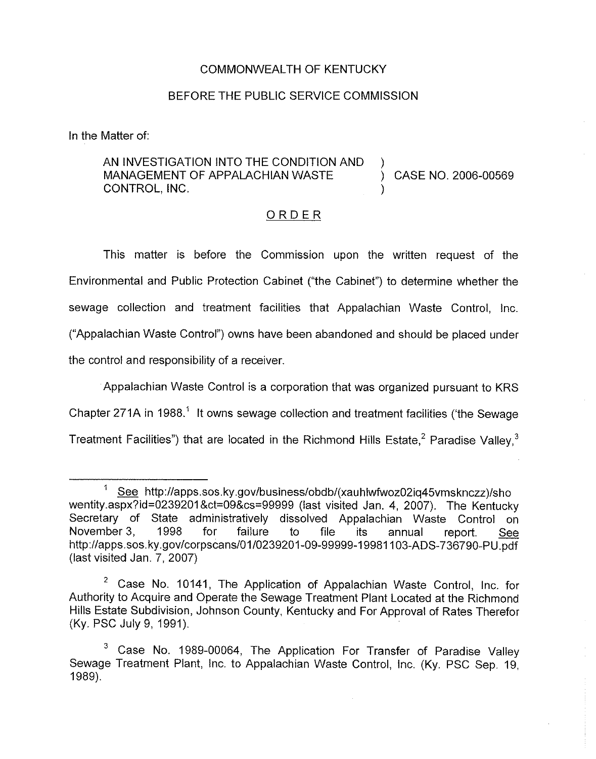COMMONWEALTH OF KENTUCKY

BEFORE THE PUBLIC SERVICE COMMISSION

In the Matter of:

| | | |
|---|---|---|
| AN INVESTIGATION INTO THE CONDITION AND MANAGEMENT OF APPALACHIAN WASTE CONTROL, INC. | ) ) ) | CASE NO. 2006-00569 |

## ORDER

This matter is before the Commission upon the written request of the Environmental and Public Protection Cabinet ("the Cabinet") to determine whether the sewage collection and treatment facilities that Appalachian Waste Control, Inc. ("Appalachian Waste Control") owns have been abandoned and should be placed under the control and responsibility of a receiver.

Appalachian Waste Control is a corporation that was organized pursuant to KRS Chapter 271A in 1988.[1] It owns sewage collection and treatment facilities ('the Sewage Treatment Facilities") that are located in the Richmond Hills Estate,[2] Paradise Valley,[3]

---

[1] See http://apps.sos.ky.gov/business/obdb/(xauhlwfwoz02iq45vmsknczz)/showentity.aspx?id=0239201&ct=09&cs=99999 (last visited Jan. 4, 2007). The Kentucky Secretary of State administratively dissolved Appalachian Waste Control on November 3, 1998 for failure to file its annual report. See http://apps.sos.ky.gov/corpscans/01/0239201-09-99999-19981103-ADS-736790-PU.pdf (last visited Jan. 7, 2007)

[2] Case No. 10141, The Application of Appalachian Waste Control, Inc. for Authority to Acquire and Operate the Sewage Treatment Plant Located at the Richmond Hills Estate Subdivision, Johnson County, Kentucky and For Approval of Rates Therefor (Ky. PSC July 9, 1991).

[3] Case No. 1989-00064, The Application For Transfer of Paradise Valley Sewage Treatment Plant, Inc. to Appalachian Waste Control, Inc. (Ky. PSC Sep. 19, 1989).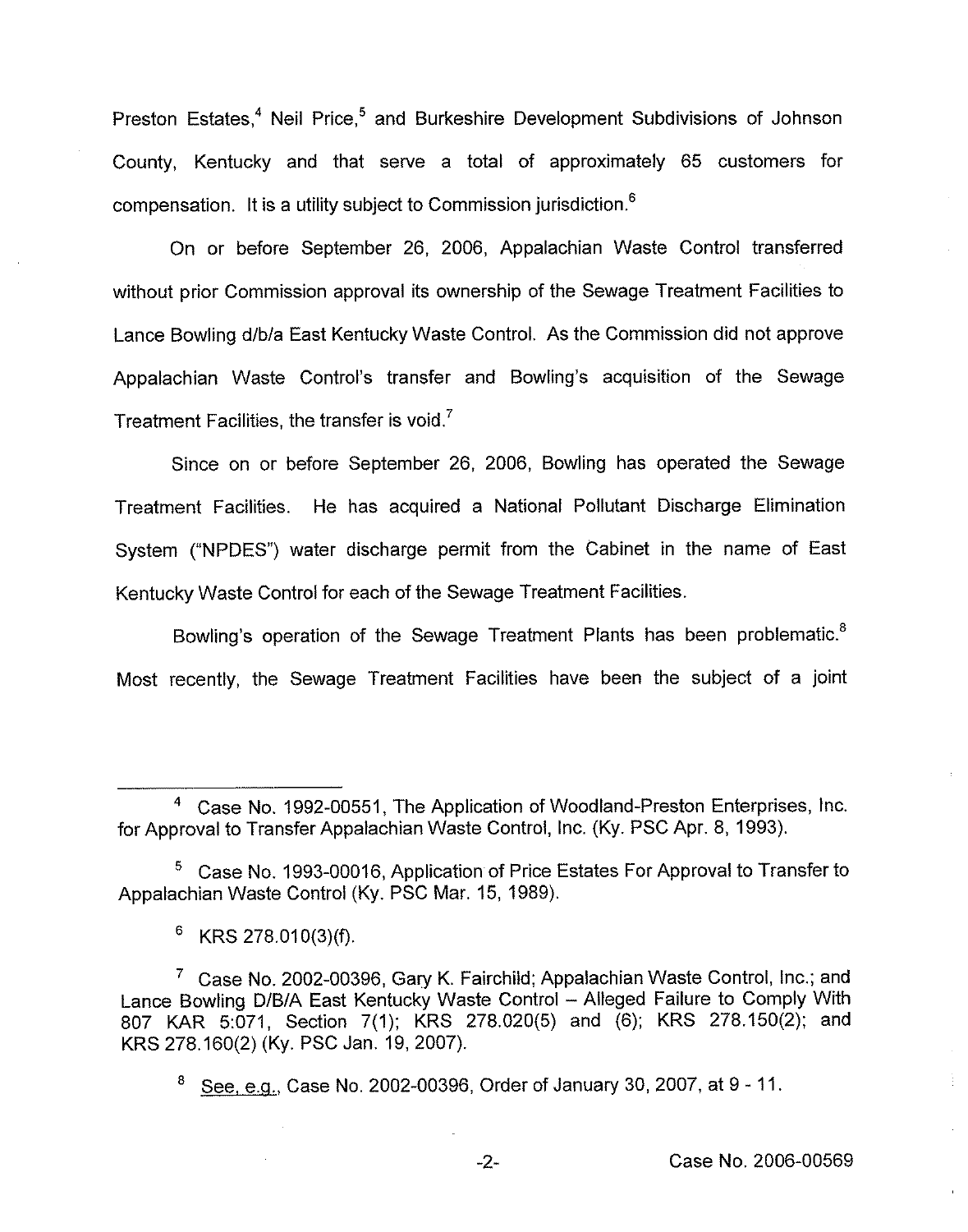Preston Estates,[4] Neil Price,[5] and Burkeshire Development Subdivisions of Johnson County, Kentucky and that serve a total of approximately 65 customers for compensation. It is a utility subject to Commission jurisdiction.[6]

On or before September 26, 2006, Appalachian Waste Control transferred without prior Commission approval its ownership of the Sewage Treatment Facilities to Lance Bowling d/b/a East Kentucky Waste Control. As the Commission did not approve Appalachian Waste Control's transfer and Bowling's acquisition of the Sewage Treatment Facilities, the transfer is void.[7]

Since on or before September 26, 2006, Bowling has operated the Sewage Treatment Facilities. He has acquired a National Pollutant Discharge Elimination System ("NPDES") water discharge permit from the Cabinet in the name of East Kentucky Waste Control for each of the Sewage Treatment Facilities.

Bowling's operation of the Sewage Treatment Plants has been problematic.[8] Most recently, the Sewage Treatment Facilities have been the subject of a joint

---

[4] Case No. 1992-00551, The Application of Woodland-Preston Enterprises, Inc. for Approval to Transfer Appalachian Waste Control, Inc. (Ky. PSC Apr. 8, 1993).

[5] Case No. 1993-00016, Application of Price Estates For Approval to Transfer to Appalachian Waste Control (Ky. PSC Mar. 15, 1989).

[6] KRS 278.010(3)(f).

[7] Case No. 2002-00396, Gary K. Fairchild; Appalachian Waste Control, Inc.; and Lance Bowling D/B/A East Kentucky Waste Control – Alleged Failure to Comply With 807 KAR 5:071, Section 7(1); KRS 278.020(5) and (6); KRS 278.150(2); and KRS 278.160(2) (Ky. PSC Jan. 19, 2007).

[8] See, e.g., Case No. 2002-00396, Order of January 30, 2007, at 9 - 11.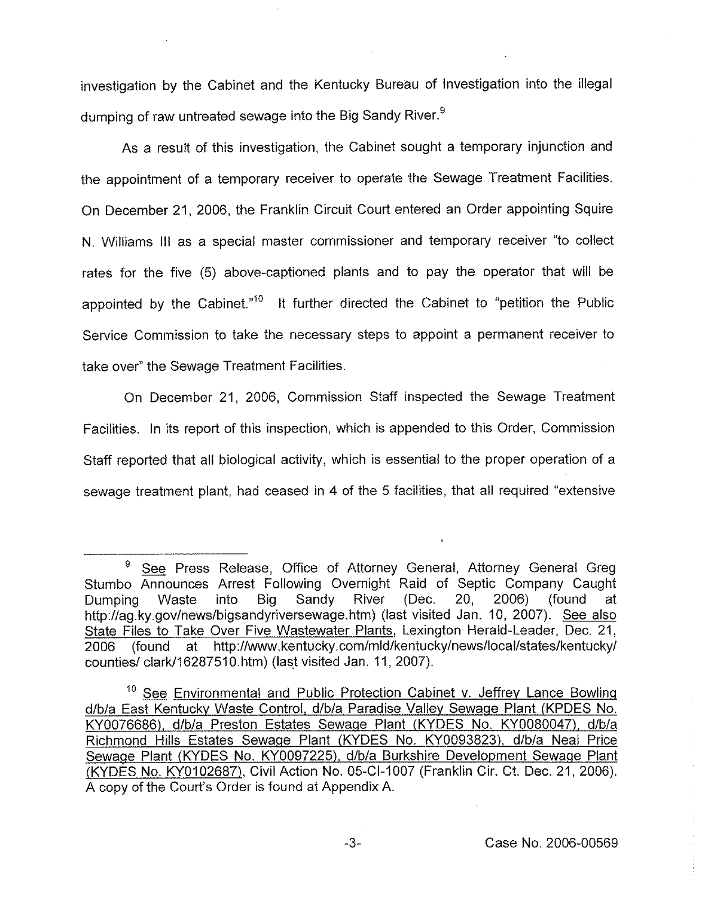investigation by the Cabinet and the Kentucky Bureau of Investigation into the illegal dumping of raw untreated sewage into the Big Sandy River.[9]

As a result of this investigation, the Cabinet sought a temporary injunction and the appointment of a temporary receiver to operate the Sewage Treatment Facilities. On December 21, 2006, the Franklin Circuit Court entered an Order appointing Squire N. Williams III as a special master commissioner and temporary receiver "to collect rates for the five (5) above-captioned plants and to pay the operator that will be appointed by the Cabinet."[10] It further directed the Cabinet to "petition the Public Service Commission to take the necessary steps to appoint a permanent receiver to take over" the Sewage Treatment Facilities.

On December 21, 2006, Commission Staff inspected the Sewage Treatment Facilities. In its report of this inspection, which is appended to this Order, Commission Staff reported that all biological activity, which is essential to the proper operation of a sewage treatment plant, had ceased in 4 of the 5 facilities, that all required "extensive

---

[9] See Press Release, Office of Attorney General, Attorney General Greg Stumbo Announces Arrest Following Overnight Raid of Septic Company Caught Dumping Waste into Big Sandy River (Dec. 20, 2006) (found at http://ag.ky.gov/news/bigsandyriversewage.htm) (last visited Jan. 10, 2007). See also State Files to Take Over Five Wastewater Plants, Lexington Herald-Leader, Dec. 21, 2006 (found at http://www.kentucky.com/mld/kentucky/news/local/states/kentucky/counties/ clark/16287510.htm) (last visited Jan. 11, 2007).

[10] See Environmental and Public Protection Cabinet v. Jeffrey Lance Bowling d/b/a East Kentucky Waste Control, d/b/a Paradise Valley Sewage Plant (KPDES No. KY0076686), d/b/a Preston Estates Sewage Plant (KYDES No. KY0080047), d/b/a Richmond Hills Estates Sewage Plant (KYDES No. KY0093823), d/b/a Neal Price Sewage Plant (KYDES No. KY0097225), d/b/a Burkshire Development Sewage Plant (KYDES No. KY0102687), Civil Action No. 05-CI-1007 (Franklin Cir. Ct. Dec. 21, 2006). A copy of the Court's Order is found at Appendix A.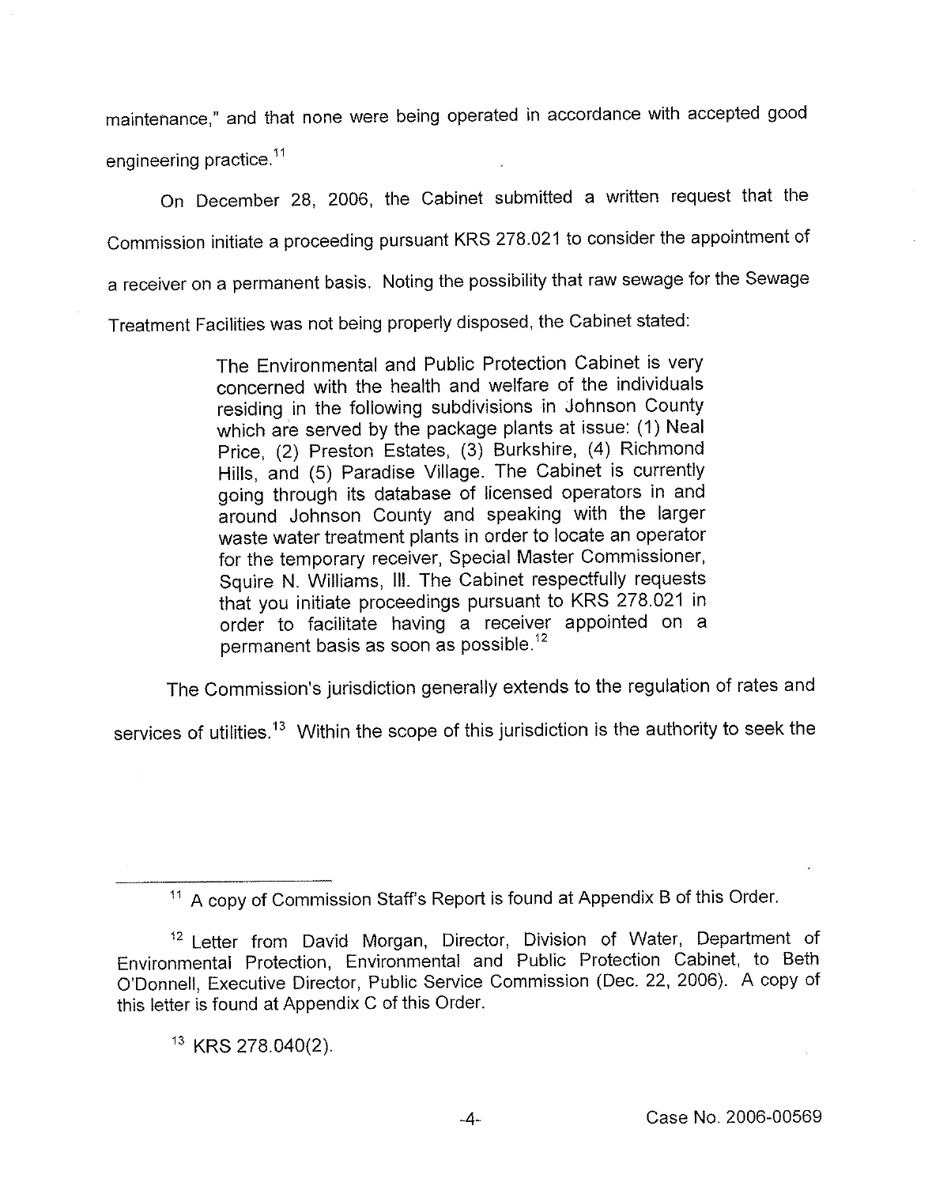maintenance," and that none were being operated in accordance with accepted good engineering practice.[11]

On December 28, 2006, the Cabinet submitted a written request that the Commission initiate a proceeding pursuant KRS 278.021 to consider the appointment of a receiver on a permanent basis. Noting the possibility that raw sewage for the Sewage Treatment Facilities was not being properly disposed, the Cabinet stated:

> The Environmental and Public Protection Cabinet is very concerned with the health and welfare of the individuals residing in the following subdivisions in Johnson County which are served by the package plants at issue: (1) Neal Price, (2) Preston Estates, (3) Burkshire, (4) Richmond Hills, and (5) Paradise Village. The Cabinet is currently going through its database of licensed operators in and around Johnson County and speaking with the larger waste water treatment plants in order to locate an operator for the temporary receiver, Special Master Commissioner, Squire N. Williams, III. The Cabinet respectfully requests that you initiate proceedings pursuant to KRS 278.021 in order to facilitate having a receiver appointed on a permanent basis as soon as possible.[12]

The Commission's jurisdiction generally extends to the regulation of rates and services of utilities.[13] Within the scope of this jurisdiction is the authority to seek the

---

[11] A copy of Commission Staff's Report is found at Appendix B of this Order.

[12] Letter from David Morgan, Director, Division of Water, Department of Environmental Protection, Environmental and Public Protection Cabinet, to Beth O'Donnell, Executive Director, Public Service Commission (Dec. 22, 2006). A copy of this letter is found at Appendix C of this Order.

[13] KRS 278.040(2).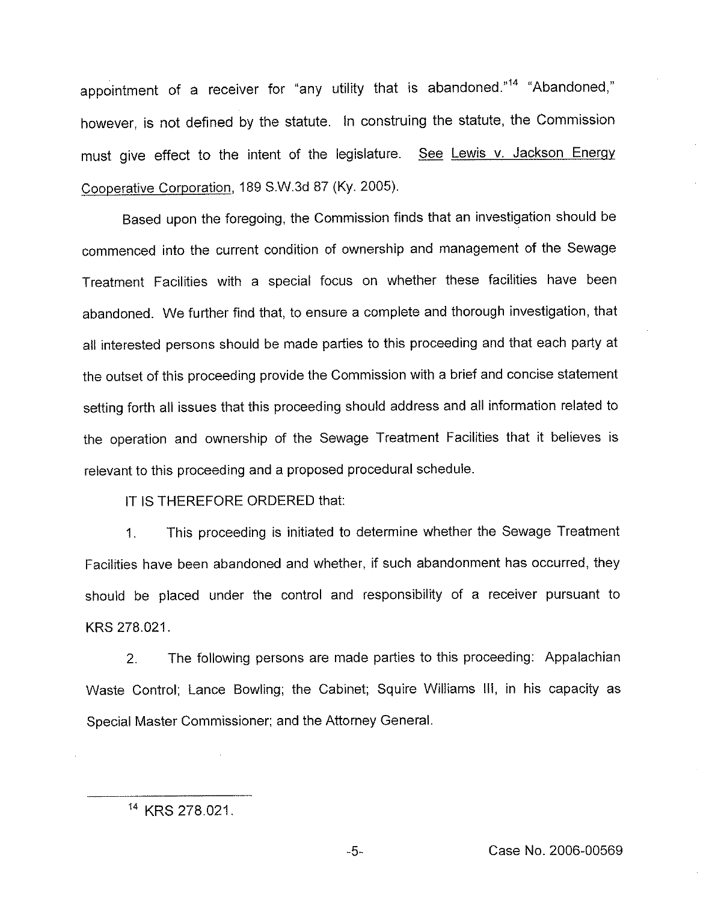appointment of a receiver for "any utility that is abandoned."[14] "Abandoned," however, is not defined by the statute. In construing the statute, the Commission must give effect to the intent of the legislature. See Lewis v. Jackson Energy Cooperative Corporation, 189 S.W.3d 87 (Ky. 2005).

Based upon the foregoing, the Commission finds that an investigation should be commenced into the current condition of ownership and management of the Sewage Treatment Facilities with a special focus on whether these facilities have been abandoned. We further find that, to ensure a complete and thorough investigation, that all interested persons should be made parties to this proceeding and that each party at the outset of this proceeding provide the Commission with a brief and concise statement setting forth all issues that this proceeding should address and all information related to the operation and ownership of the Sewage Treatment Facilities that it believes is relevant to this proceeding and a proposed procedural schedule.

IT IS THEREFORE ORDERED that:

1. This proceeding is initiated to determine whether the Sewage Treatment Facilities have been abandoned and whether, if such abandonment has occurred, they should be placed under the control and responsibility of a receiver pursuant to KRS 278.021.

2. The following persons are made parties to this proceeding: Appalachian Waste Control; Lance Bowling; the Cabinet; Squire Williams III, in his capacity as Special Master Commissioner; and the Attorney General.

[14] KRS 278.021.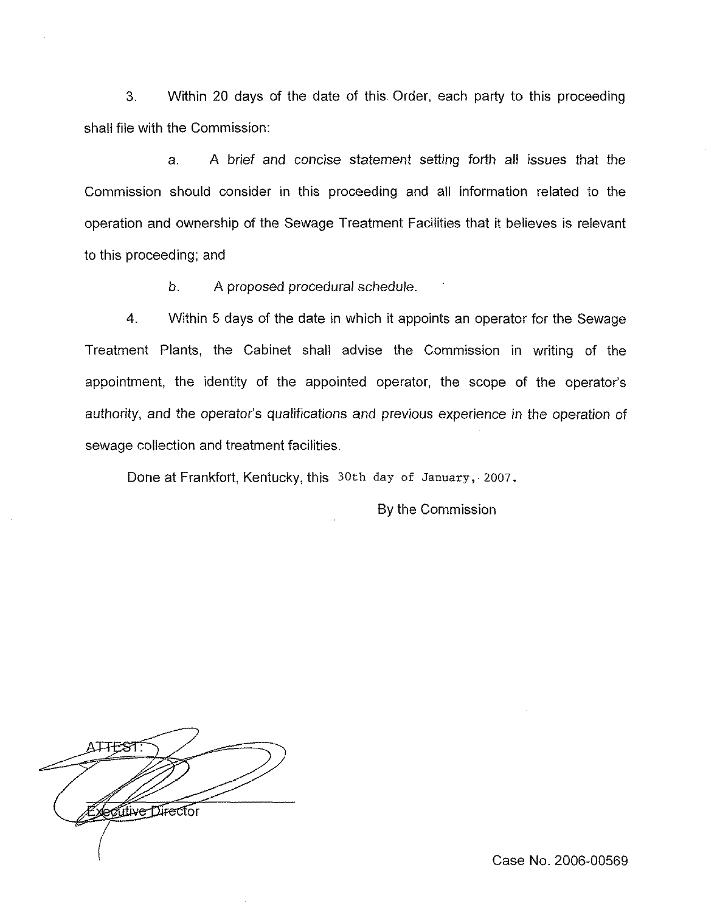3. Within 20 days of the date of this Order, each party to this proceeding shall file with the Commission:

a. A brief and concise statement setting forth all issues that the Commission should consider in this proceeding and all information related to the operation and ownership of the Sewage Treatment Facilities that it believes is relevant to this proceeding; and

b. A proposed procedural schedule.

4. Within 5 days of the date in which it appoints an operator for the Sewage Treatment Plants, the Cabinet shall advise the Commission in writing of the appointment, the identity of the appointed operator, the scope of the operator's authority, and the operator's qualifications and previous experience in the operation of sewage collection and treatment facilities.

Done at Frankfort, Kentucky, this 30th day of January, 2007.

By the Commission

ATTEST:

Executive Director

Case No. 2006-00569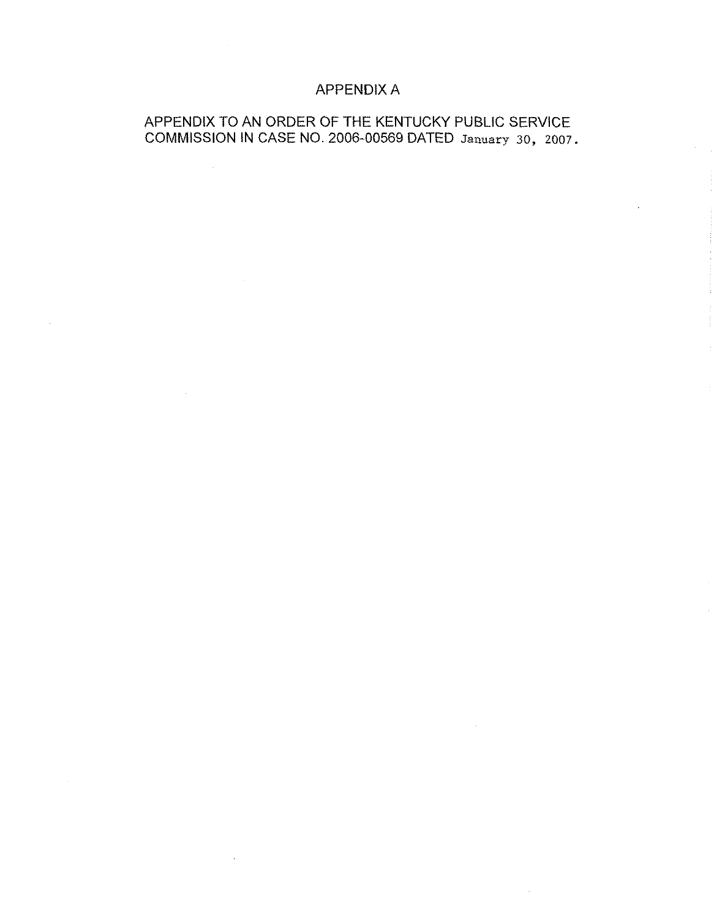# APPENDIX A

APPENDIX TO AN ORDER OF THE KENTUCKY PUBLIC SERVICE COMMISSION IN CASE NO. 2006-00569 DATED January 30, 2007.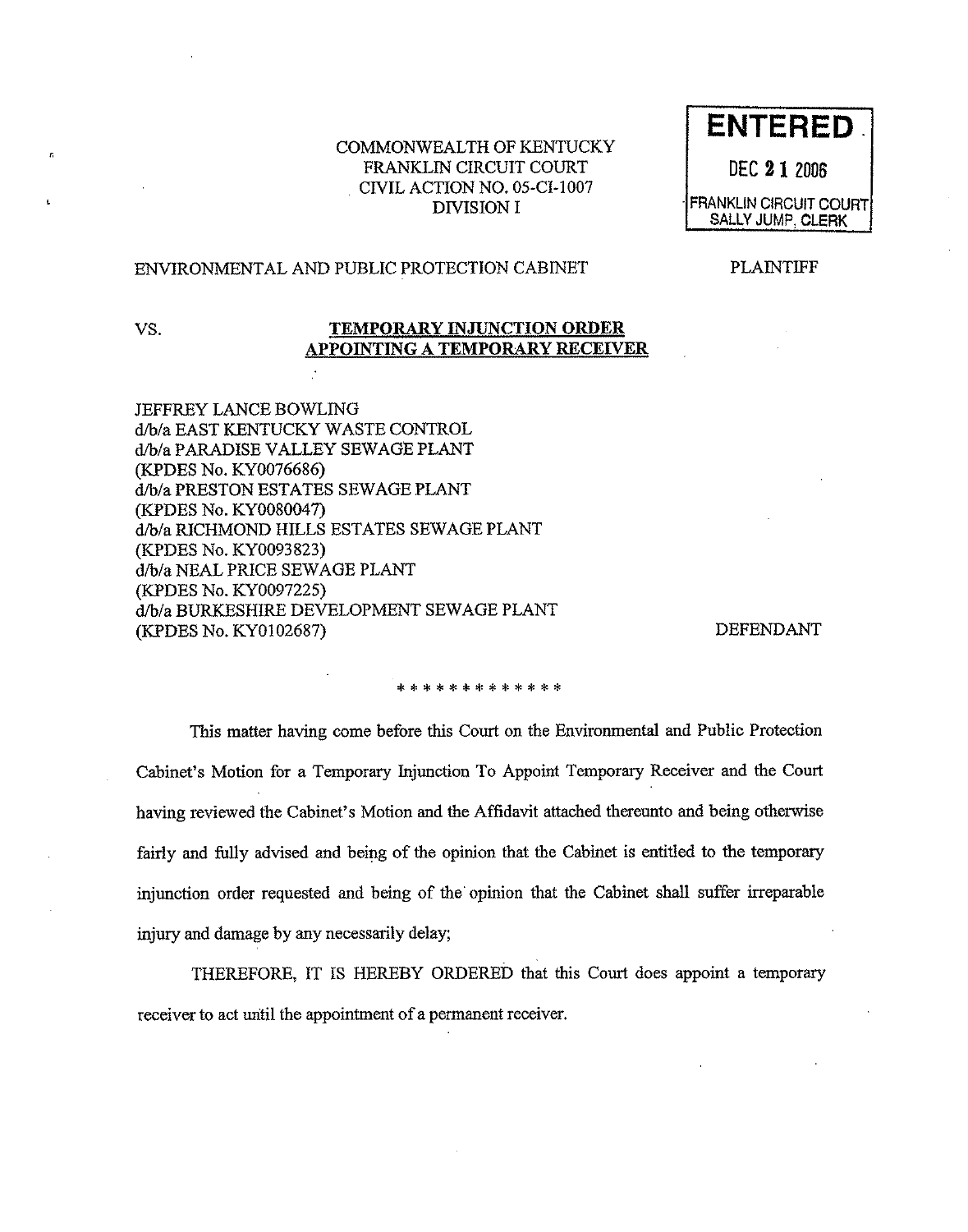COMMONWEALTH OF KENTUCKY
FRANKLIN CIRCUIT COURT
CIVIL ACTION NO. 05-CI-1007
DIVISION I

**ENTERED**
DEC 21 2006
FRANKLIN CIRCUIT COURT
SALLY JUMP, CLERK

ENVIRONMENTAL AND PUBLIC PROTECTION CABINET — PLAINTIFF

VS.

**TEMPORARY INJUNCTION ORDER APPOINTING A TEMPORARY RECEIVER**

JEFFREY LANCE BOWLING
d/b/a EAST KENTUCKY WASTE CONTROL
d/b/a PARADISE VALLEY SEWAGE PLANT
(KPDES No. KY0076686)
d/b/a PRESTON ESTATES SEWAGE PLANT
(KPDES No. KY0080047)
d/b/a RICHMOND HILLS ESTATES SEWAGE PLANT
(KPDES No. KY0093823)
d/b/a NEAL PRICE SEWAGE PLANT
(KPDES No. KY0097225)
d/b/a BURKESHIRE DEVELOPMENT SEWAGE PLANT
(KPDES No. KY0102687) — DEFENDANT

* * * * * * * * * * * * *

This matter having come before this Court on the Environmental and Public Protection Cabinet's Motion for a Temporary Injunction To Appoint Temporary Receiver and the Court having reviewed the Cabinet's Motion and the Affidavit attached thereunto and being otherwise fairly and fully advised and being of the opinion that the Cabinet is entitled to the temporary injunction order requested and being of the opinion that the Cabinet shall suffer irreparable injury and damage by any necessarily delay;

THEREFORE, IT IS HEREBY ORDERED that this Court does appoint a temporary receiver to act until the appointment of a permanent receiver.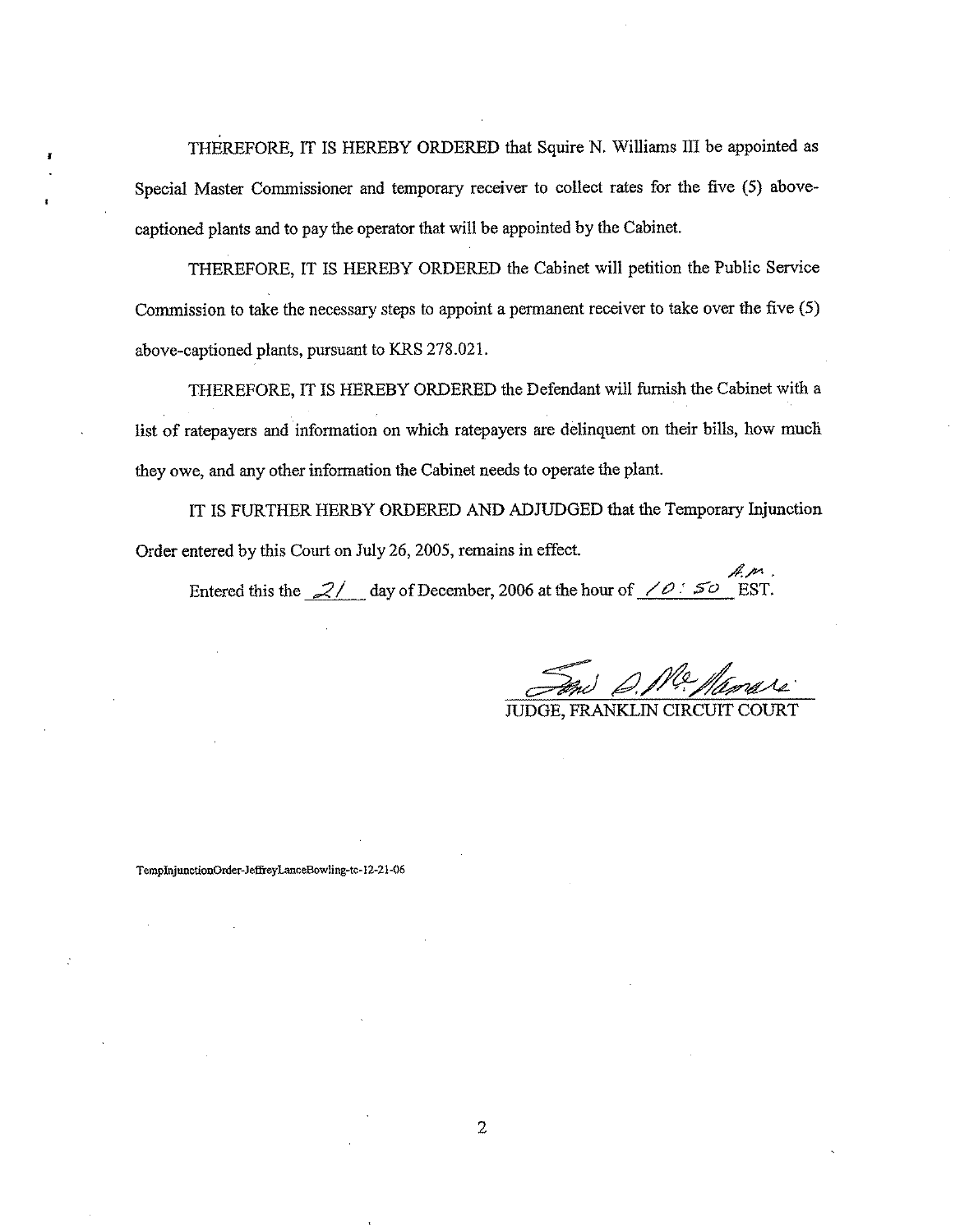THEREFORE, IT IS HEREBY ORDERED that Squire N. Williams III be appointed as Special Master Commissioner and temporary receiver to collect rates for the five (5) above-captioned plants and to pay the operator that will be appointed by the Cabinet.

THEREFORE, IT IS HEREBY ORDERED the Cabinet will petition the Public Service Commission to take the necessary steps to appoint a permanent receiver to take over the five (5) above-captioned plants, pursuant to KRS 278.021.

THEREFORE, IT IS HEREBY ORDERED the Defendant will furnish the Cabinet with a list of ratepayers and information on which ratepayers are delinquent on their bills, how much they owe, and any other information the Cabinet needs to operate the plant.

IT IS FURTHER HERBY ORDERED AND ADJUDGED that the Temporary Injunction Order entered by this Court on July 26, 2005, remains in effect.

Entered this the 21 day of December, 2006 at the hour of 10:50 A.M. EST.

JUDGE, FRANKLIN CIRCUIT COURT

TempInjunctionOrder-JeffreyLanceBowling-tc-12-21-06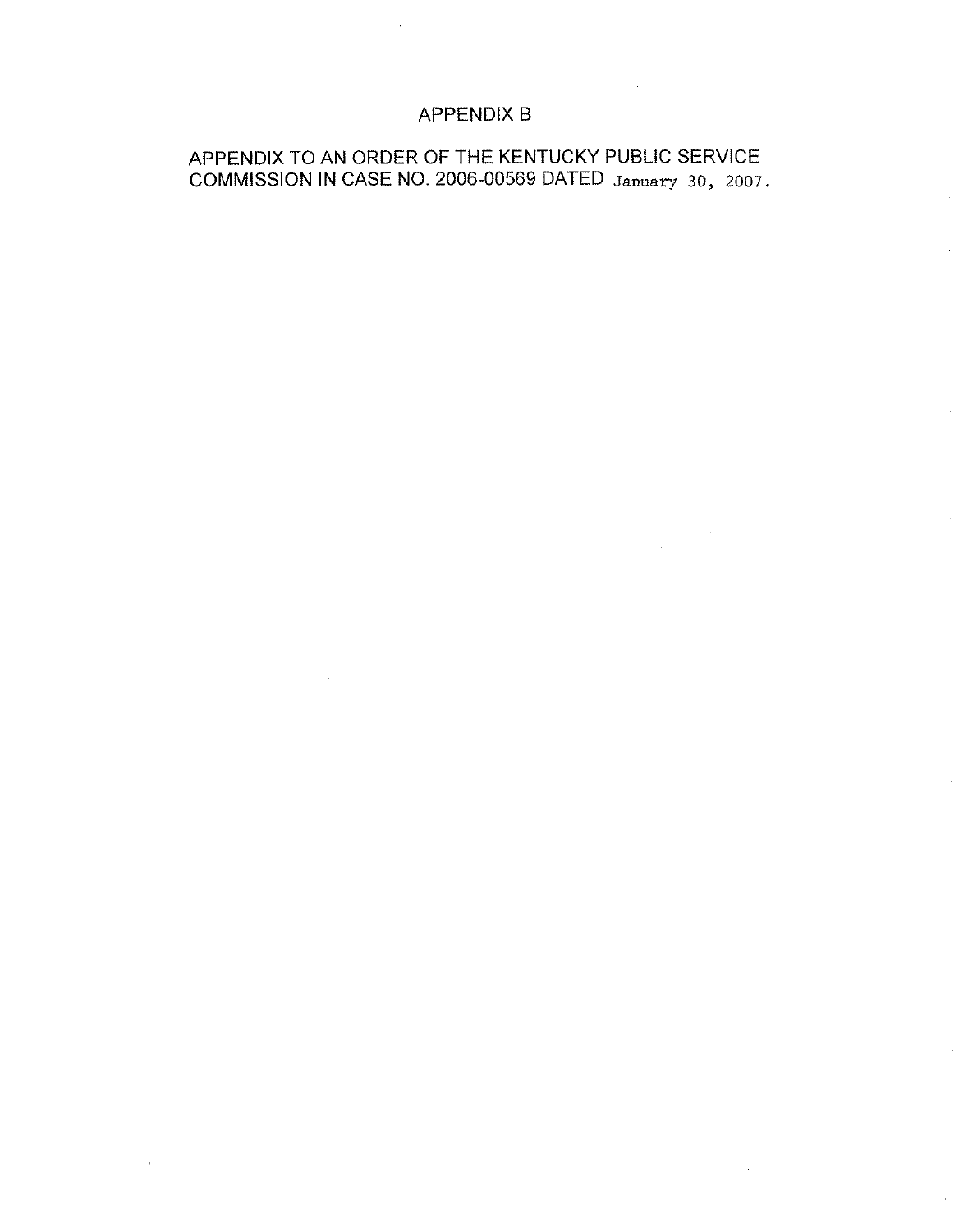# APPENDIX B

APPENDIX TO AN ORDER OF THE KENTUCKY PUBLIC SERVICE COMMISSION IN CASE NO. 2006-00569 DATED January 30, 2007.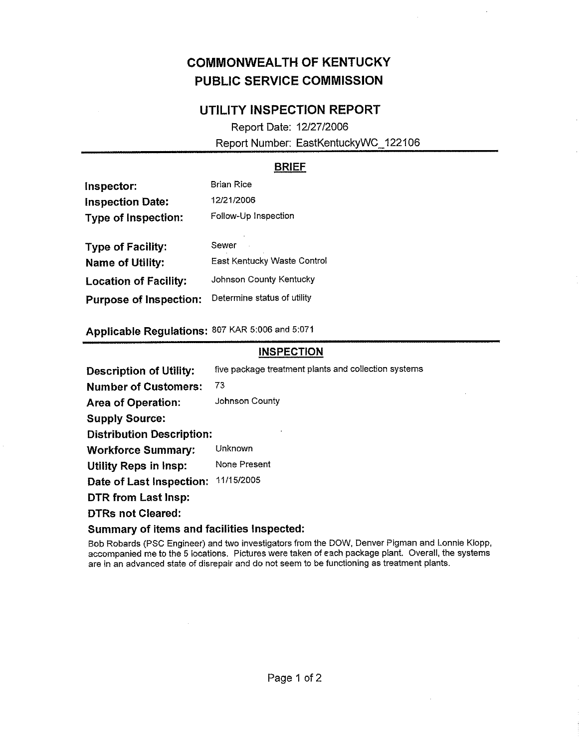# COMMONWEALTH OF KENTUCKY
# PUBLIC SERVICE COMMISSION

## UTILITY INSPECTION REPORT

Report Date: 12/27/2006
Report Number: EastKentuckyWC_122106

---

### BRIEF

**Inspector:** Brian Rice
**Inspection Date:** 12/21/2006
**Type of Inspection:** Follow-Up Inspection

**Type of Facility:** Sewer
**Name of Utility:** East Kentucky Waste Control
**Location of Facility:** Johnson County Kentucky
**Purpose of Inspection:** Determine status of utility

**Applicable Regulations:** 807 KAR 5:006 and 5:071

---

### INSPECTION

**Description of Utility:** five package treatment plants and collection systems
**Number of Customers:** 73
**Area of Operation:** Johnson County
**Supply Source:**
**Distribution Description:**
**Workforce Summary:** Unknown
**Utility Reps in Insp:** None Present
**Date of Last Inspection:** 11/15/2005
**DTR from Last Insp:**
**DTRs not Cleared:**

**Summary of items and facilities Inspected:**

Bob Robards (PSC Engineer) and two investigators from the DOW, Denver Pigman and Lonnie Klopp, accompanied me to the 5 locations. Pictures were taken of each package plant. Overall, the systems are in an advanced state of disrepair and do not seem to be functioning as treatment plants.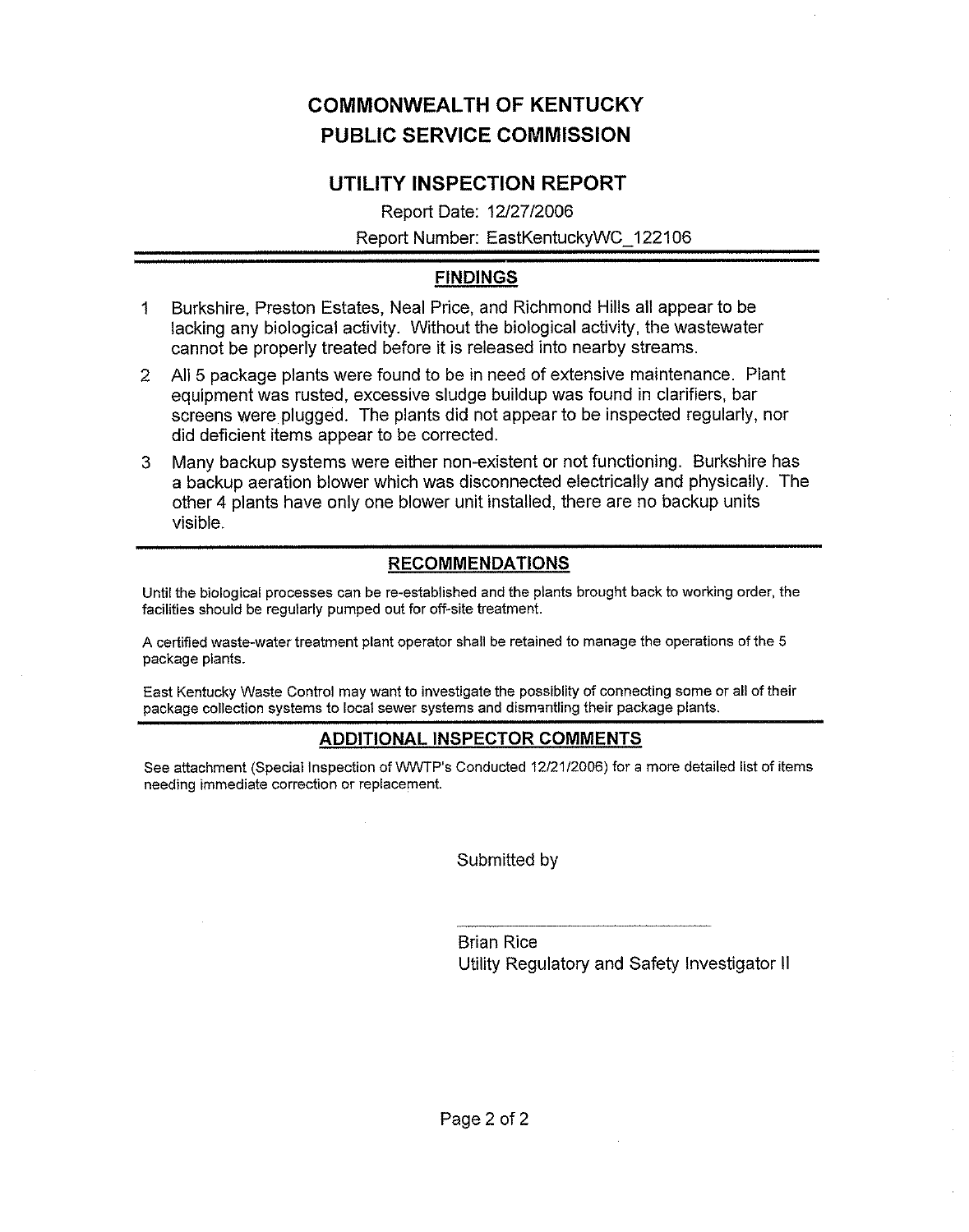# COMMONWEALTH OF KENTUCKY
# PUBLIC SERVICE COMMISSION

## UTILITY INSPECTION REPORT

Report Date: 12/27/2006

Report Number: EastKentuckyWC_122106

---

### FINDINGS

1. Burkshire, Preston Estates, Neal Price, and Richmond Hills all appear to be lacking any biological activity. Without the biological activity, the wastewater cannot be properly treated before it is released into nearby streams.
2. All 5 package plants were found to be in need of extensive maintenance. Plant equipment was rusted, excessive sludge buildup was found in clarifiers, bar screens were plugged. The plants did not appear to be inspected regularly, nor did deficient items appear to be corrected.
3. Many backup systems were either non-existent or not functioning. Burkshire has a backup aeration blower which was disconnected electrically and physically. The other 4 plants have only one blower unit installed, there are no backup units visible.

---

### RECOMMENDATIONS

Until the biological processes can be re-established and the plants brought back to working order, the facilities should be regularly pumped out for off-site treatment.

A certified waste-water treatment plant operator shall be retained to manage the operations of the 5 package plants.

East Kentucky Waste Control may want to investigate the possiblity of connecting some or all of their package collection systems to local sewer systems and dismantling their package plants.

---

### ADDITIONAL INSPECTOR COMMENTS

See attachment (Special Inspection of WWTP's Conducted 12/21/2006) for a more detailed list of items needing immediate correction or replacement.

Submitted by

Brian Rice
Utility Regulatory and Safety Investigator II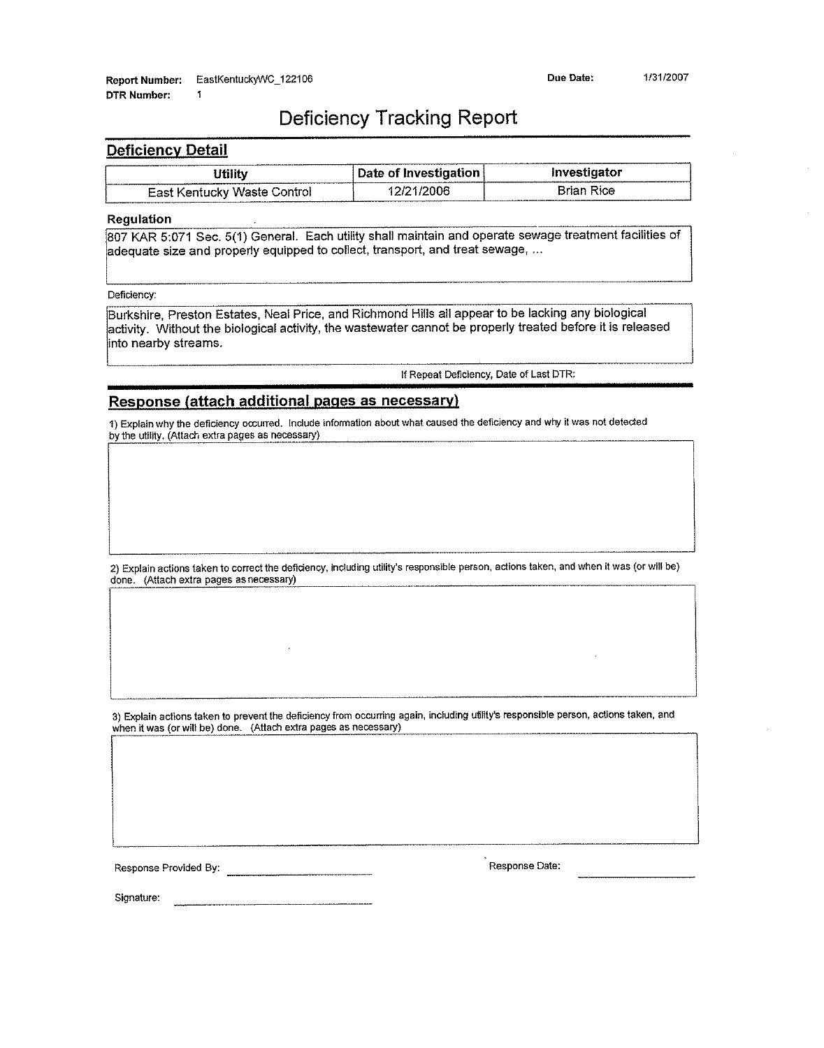**Report Number:** EastKentuckyWC_122106 **Due Date:** 1/31/2007

**DTR Number:** 1

# Deficiency Tracking Report

## Deficiency Detail

| Utility | Date of Investigation | Investigator |
|---|---|---|
| East Kentucky Waste Control | 12/21/2006 | Brian Rice |

**Regulation**

807 KAR 5:071 Sec. 5(1) General. Each utility shall maintain and operate sewage treatment facilities of adequate size and properly equipped to collect, transport, and treat sewage, ...

Deficiency:

Burkshire, Preston Estates, Neal Price, and Richmond Hills all appear to be lacking any biological activity. Without the biological activity, the wastewater cannot be properly treated before it is released into nearby streams.

If Repeat Deficiency, Date of Last DTR:

## Response (attach additional pages as necessary)

1) Explain why the deficiency occurred. Include information about what caused the deficiency and why it was not detected by the utility. (Attach extra pages as necessary)

2) Explain actions taken to correct the deficiency, including utility's responsible person, actions taken, and when it was (or will be) done. (Attach extra pages as necessary)

3) Explain actions taken to prevent the deficiency from occurring again, including utility's responsible person, actions taken, and when it was (or will be) done. (Attach extra pages as necessary)

Response Provided By: ______________________ Response Date: ______________________

Signature: ______________________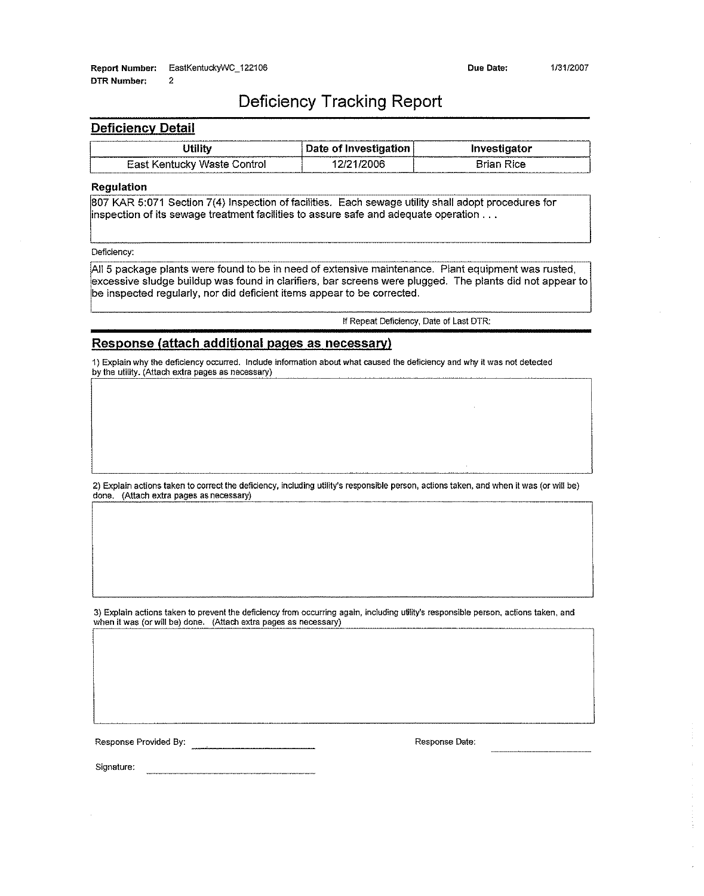**Report Number:** EastKentuckyWC_122106 **Due Date:** 1/31/2007
**DTR Number:** 2

# Deficiency Tracking Report

## Deficiency Detail

| Utility | Date of Investigation | Investigator |
|---|---|---|
| East Kentucky Waste Control | 12/21/2006 | Brian Rice |

### Regulation

807 KAR 5:071 Section 7(4) Inspection of facilities. Each sewage utility shall adopt procedures for inspection of its sewage treatment facilities to assure safe and adequate operation . . .

Deficiency:

All 5 package plants were found to be in need of extensive maintenance. Plant equipment was rusted, excessive sludge buildup was found in clarifiers, bar screens were plugged. The plants did not appear to be inspected regularly, nor did deficient items appear to be corrected.

If Repeat Deficiency, Date of Last DTR:

## Response (attach additional pages as necessary)

1) Explain why the deficiency occurred. Include information about what caused the deficiency and why it was not detected by the utility. (Attach extra pages as necessary)

2) Explain actions taken to correct the deficiency, including utility's responsible person, actions taken, and when it was (or will be) done. (Attach extra pages as necessary)

3) Explain actions taken to prevent the deficiency from occurring again, including utility's responsible person, actions taken, and when it was (or will be) done. (Attach extra pages as necessary)

Response Provided By: ____________________ Response Date: ____________________

Signature: ____________________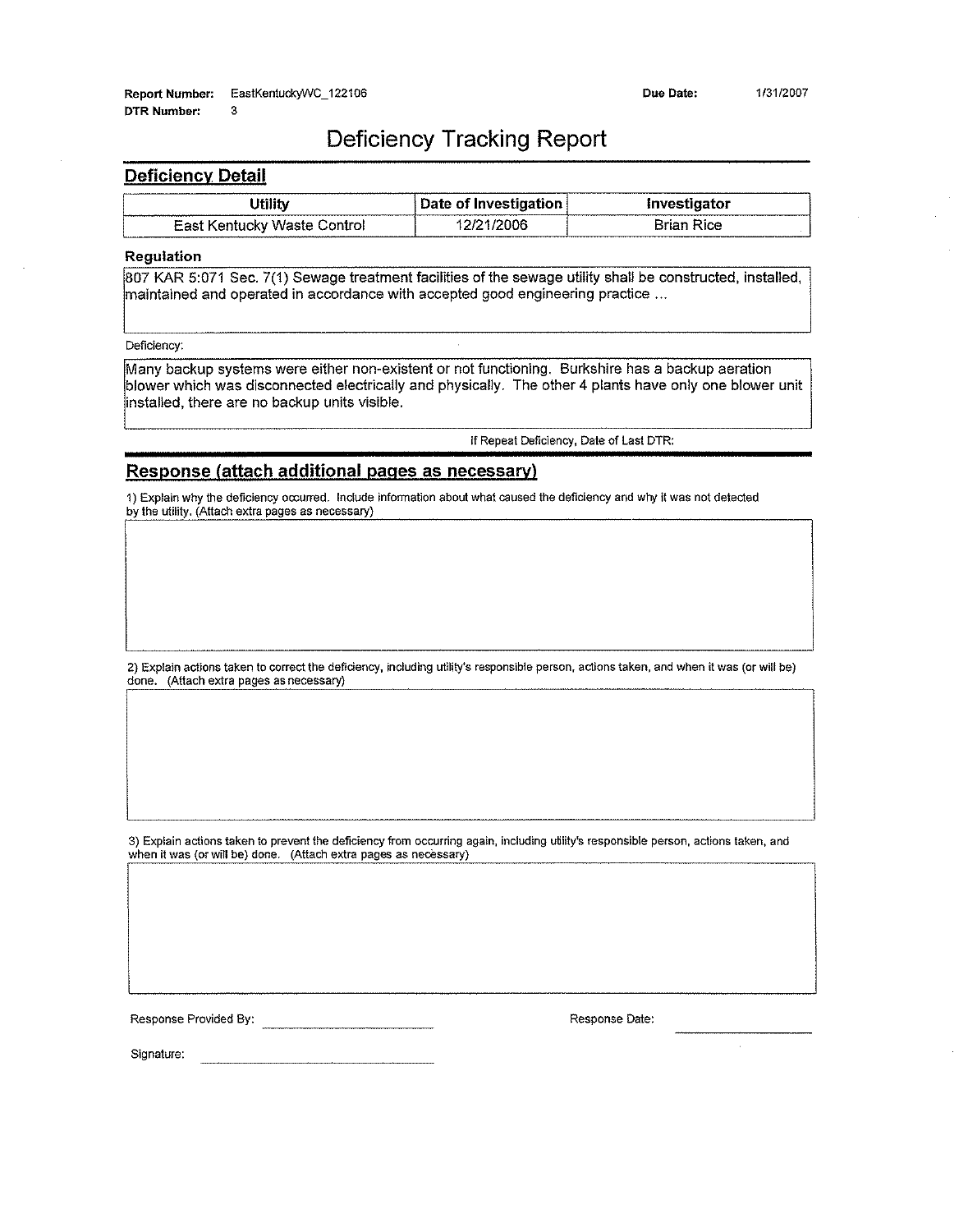**Report Number:** EastKentuckyWC_122106 **Due Date:** 1/31/2007

**DTR Number:** 3

# Deficiency Tracking Report

## Deficiency Detail

| Utility | Date of Investigation | Investigator |
|---|---|---|
| East Kentucky Waste Control | 12/21/2006 | Brian Rice |

**Regulation**

807 KAR 5:071 Sec. 7(1) Sewage treatment facilities of the sewage utility shall be constructed, installed, maintained and operated in accordance with accepted good engineering practice ...

Deficiency:

Many backup systems were either non-existent or not functioning. Burkshire has a backup aeration blower which was disconnected electrically and physically. The other 4 plants have only one blower unit installed, there are no backup units visible.

If Repeat Deficiency, Date of Last DTR:

## Response (attach additional pages as necessary)

1) Explain why the deficiency occurred. Include information about what caused the deficiency and why it was not detected by the utility. (Attach extra pages as necessary)

2) Explain actions taken to correct the deficiency, including utility's responsible person, actions taken, and when it was (or will be) done. (Attach extra pages as necessary)

3) Explain actions taken to prevent the deficiency from occurring again, including utility's responsible person, actions taken, and when it was (or will be) done. (Attach extra pages as necessary)

Response Provided By: ______________________ Response Date: ______________

Signature: ______________________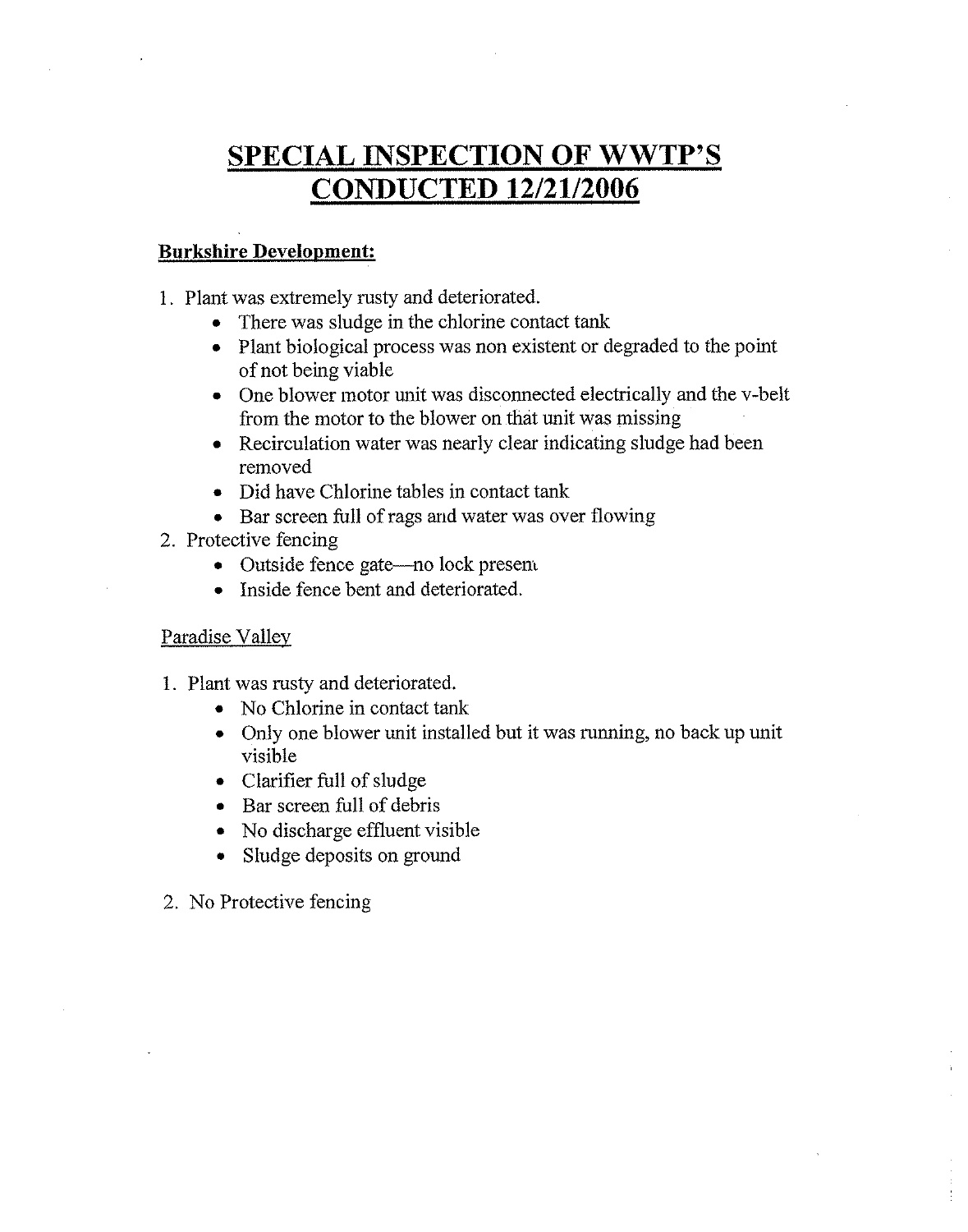# SPECIAL INSPECTION OF WWTP'S CONDUCTED 12/21/2006

**Burkshire Development:**

1. Plant was extremely rusty and deteriorated.
   - There was sludge in the chlorine contact tank
   - Plant biological process was non existent or degraded to the point of not being viable
   - One blower motor unit was disconnected electrically and the v-belt from the motor to the blower on that unit was missing
   - Recirculation water was nearly clear indicating sludge had been removed
   - Did have Chlorine tables in contact tank
   - Bar screen full of rags and water was over flowing
2. Protective fencing
   - Outside fence gate—no lock present
   - Inside fence bent and deteriorated.

Paradise Valley

1. Plant was rusty and deteriorated.
   - No Chlorine in contact tank
   - Only one blower unit installed but it was running, no back up unit visible
   - Clarifier full of sludge
   - Bar screen full of debris
   - No discharge effluent visible
   - Sludge deposits on ground
2. No Protective fencing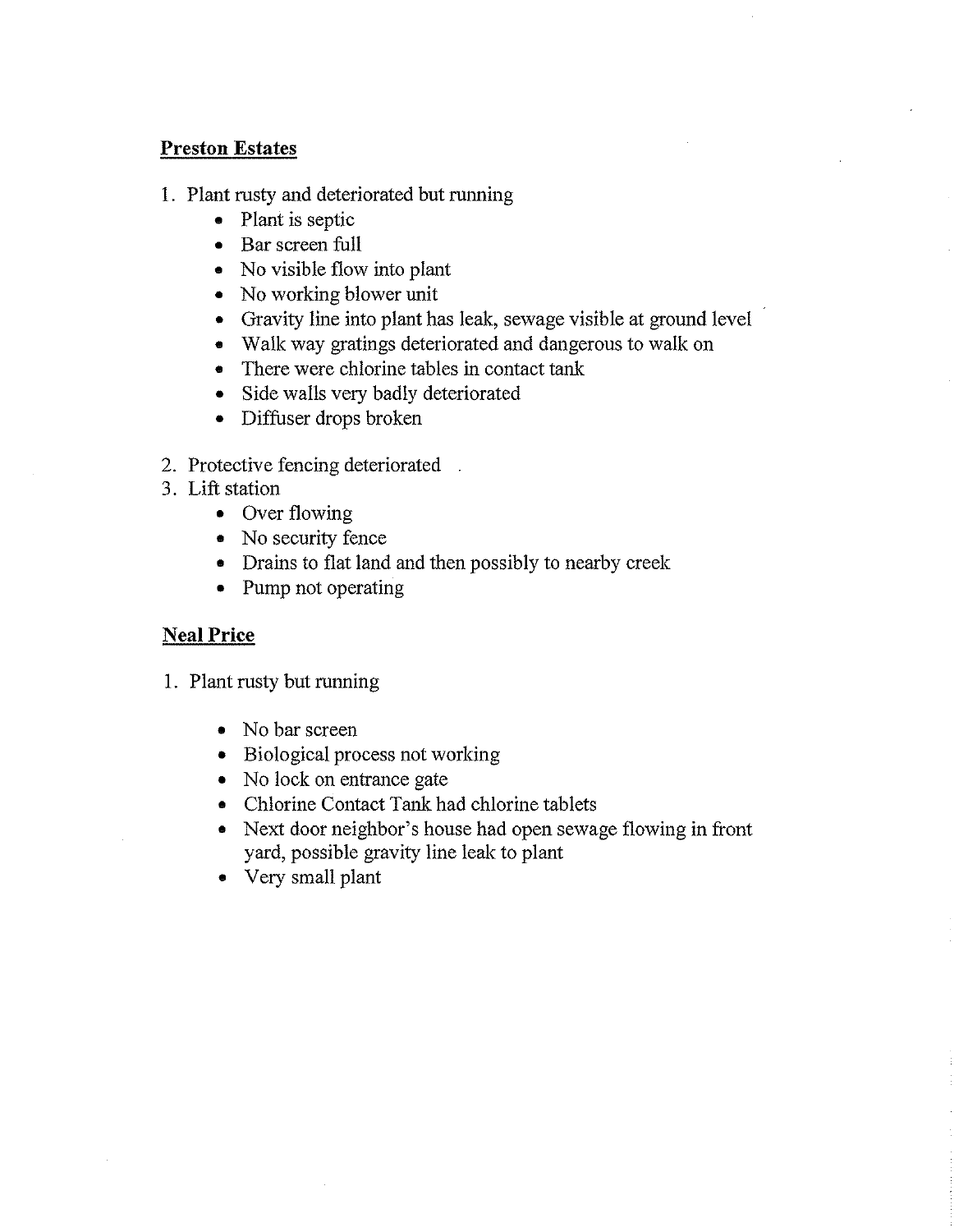**Preston Estates**

1. Plant rusty and deteriorated but running
   - Plant is septic
   - Bar screen full
   - No visible flow into plant
   - No working blower unit
   - Gravity line into plant has leak, sewage visible at ground level
   - Walk way gratings deteriorated and dangerous to walk on
   - There were chlorine tables in contact tank
   - Side walls very badly deteriorated
   - Diffuser drops broken
2. Protective fencing deteriorated
3. Lift station
   - Over flowing
   - No security fence
   - Drains to flat land and then possibly to nearby creek
   - Pump not operating

**Neal Price**

1. Plant rusty but running
   - No bar screen
   - Biological process not working
   - No lock on entrance gate
   - Chlorine Contact Tank had chlorine tablets
   - Next door neighbor's house had open sewage flowing in front yard, possible gravity line leak to plant
   - Very small plant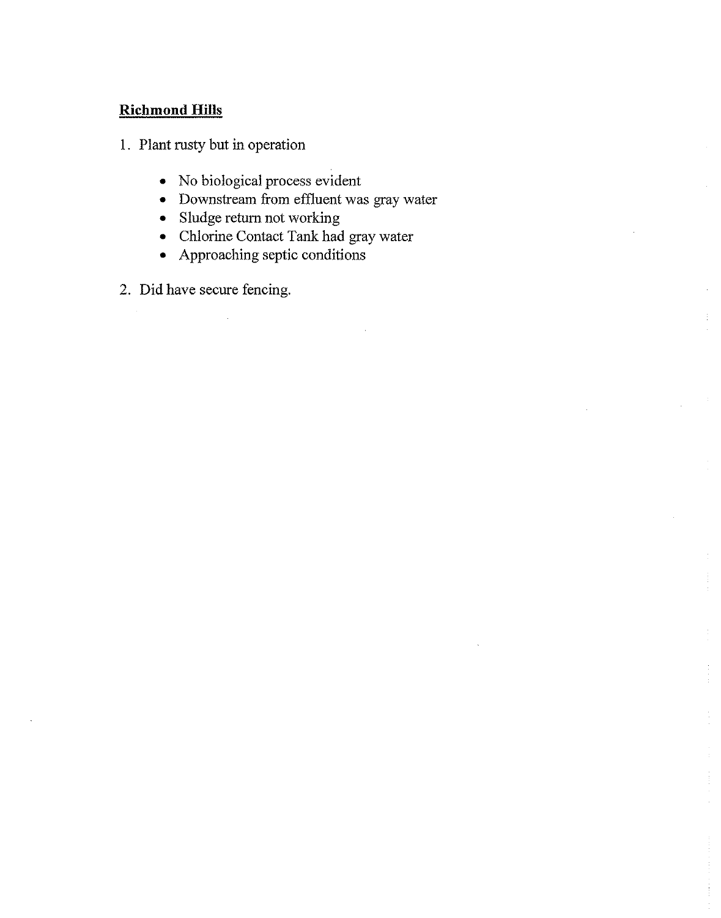**Richmond Hills**

1. Plant rusty but in operation

    - No biological process evident
    - Downstream from effluent was gray water
    - Sludge return not working
    - Chlorine Contact Tank had gray water
    - Approaching septic conditions

2. Did have secure fencing.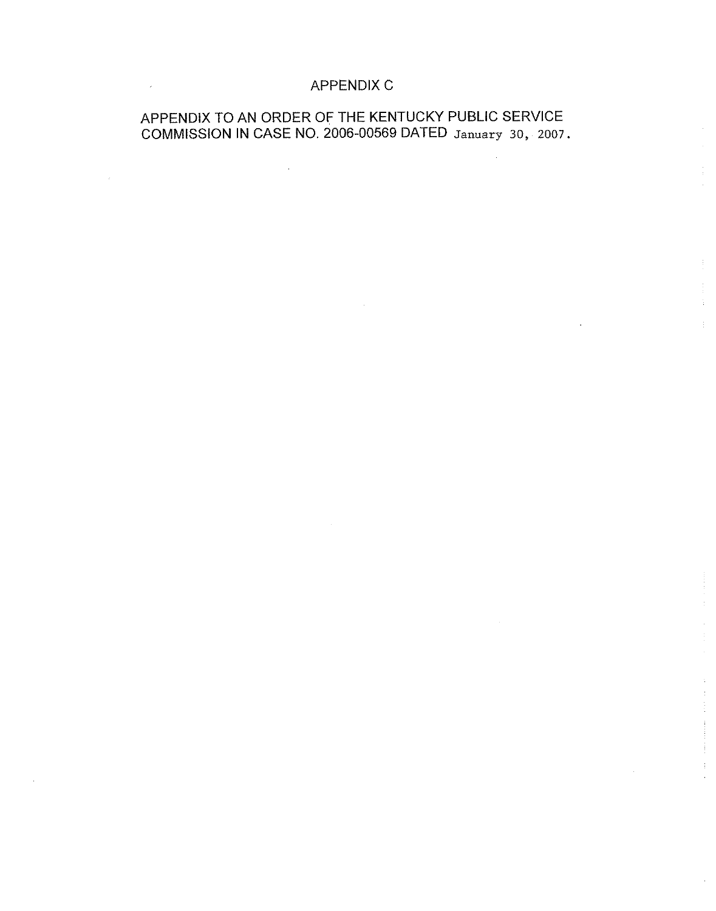# APPENDIX C

APPENDIX TO AN ORDER OF THE KENTUCKY PUBLIC SERVICE COMMISSION IN CASE NO. 2006-00569 DATED January 30, 2007.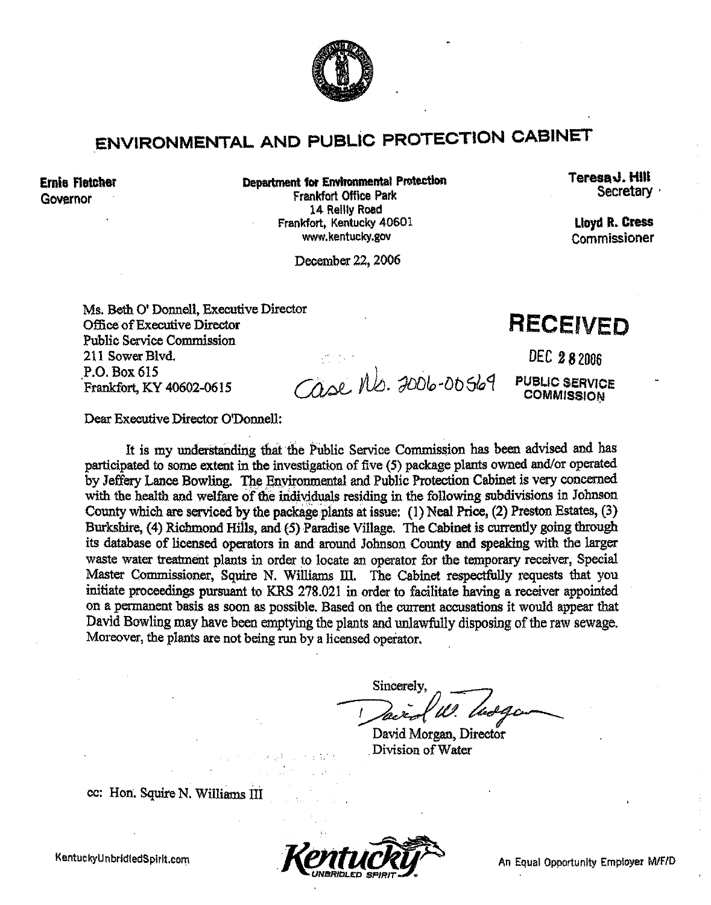# ENVIRONMENTAL AND PUBLIC PROTECTION CABINET

**Ernie Fletcher**
Governor

**Department for Environmental Protection**
Frankfort Office Park
14 Reilly Road
Frankfort, Kentucky 40601
www.kentucky.gov

**Teresa J. Hill**
Secretary

**Lloyd R. Cress**
Commissioner

December 22, 2006

Ms. Beth O' Donnell, Executive Director
Office of Executive Director
Public Service Commission
211 Sower Blvd.
P.O. Box 615
Frankfort, KY 40602-0615

Case No. 2006-00569

**RECEIVED**

DEC 28 2006

PUBLIC SERVICE COMMISSION

Dear Executive Director O'Donnell:

It is my understanding that the Public Service Commission has been advised and has participated to some extent in the investigation of five (5) package plants owned and/or operated by Jeffery Lance Bowling. The Environmental and Public Protection Cabinet is very concerned with the health and welfare of the individuals residing in the following subdivisions in Johnson County which are serviced by the package plants at issue: (1) Neal Price, (2) Preston Estates, (3) Burkshire, (4) Richmond Hills, and (5) Paradise Village. The Cabinet is currently going through its database of licensed operators in and around Johnson County and speaking with the larger waste water treatment plants in order to locate an operator for the temporary receiver, Special Master Commissioner, Squire N. Williams III. The Cabinet respectfully requests that you initiate proceedings pursuant to KRS 278.021 in order to facilitate having a receiver appointed on a permanent basis as soon as possible. Based on the current accusations it would appear that David Bowling may have been emptying the plants and unlawfully disposing of the raw sewage. Moreover, the plants are not being run by a licensed operator.

Sincerely,

David Morgan, Director
Division of Water

cc: Hon. Squire N. Williams III

KentuckyUnbridledSpirit.com

Kentucky UNBRIDLED SPIRIT

An Equal Opportunity Employer M/F/D